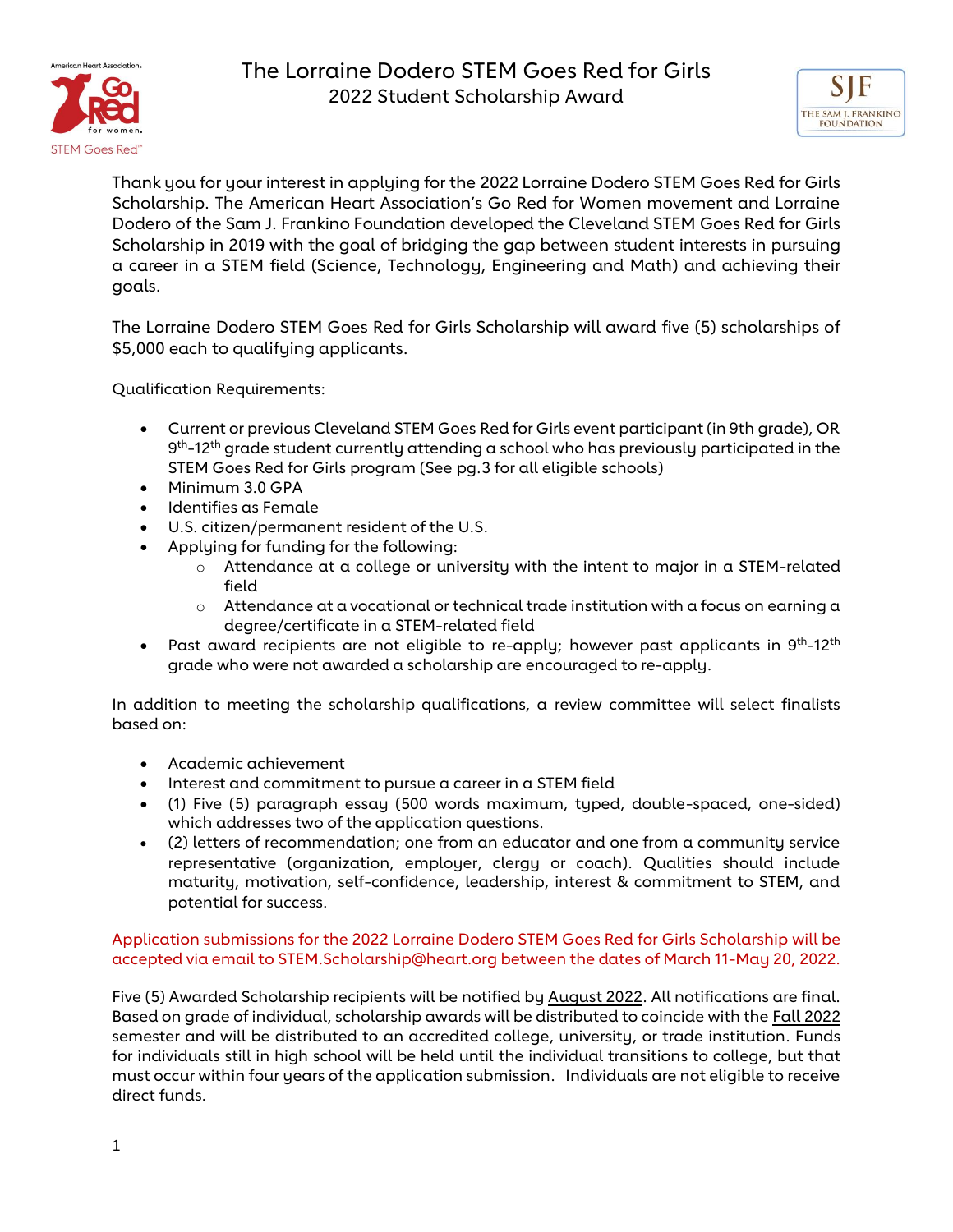# The Lorraine Dodero STEM Goes Red for Girls

## 2022 Student Scholarship Award

Thank you for your interest in applying for the 2022 Lorraine Dodero STEM Goes Red for Girls Scholarship. The American Heart Association's Go Red for Women movement and Lorraine Dodero of the Sam J. Frankino Foundation developed the Cleveland STEM Goes Red for Girls Scholarship in 2019 with the goal of bridging the gap between student interests in pursuing a career in a STEM field (Science, Technology, Engineering and Math) and achieving their goals.

The Lorraine Dodero STEM Goes Red for Girls Scholarship will award five (5) scholarships of $5,000 each to qualifying applicants.

Qualification Requirements:

- Current or previous Cleveland STEM Goes Red for Girls event participant (in 9th grade), OR 9th-12th grade student currently attending a school who has previously participated in the STEM Goes Red for Girls program (See pg.3 for all eligible schools)
- Minimum 3.0 GPA
- Identifies as Female
- U.S. citizen/permanent resident of the U.S.
- Applying for funding for the following:
  - Attendance at a college or university with the intent to major in a STEM-related field
  - Attendance at a vocational or technical trade institution with a focus on earning a degree/certificate in a STEM-related field
- Past award recipients are not eligible to re-apply; however past applicants in 9th-12th grade who were not awarded a scholarship are encouraged to re-apply.

In addition to meeting the scholarship qualifications, a review committee will select finalists based on:

- Academic achievement
- Interest and commitment to pursue a career in a STEM field
- (1) Five (5) paragraph essay (500 words maximum, typed, double-spaced, one-sided) which addresses two of the application questions.
- (2) letters of recommendation; one from an educator and one from a community service representative (organization, employer, clergy or coach). Qualities should include maturity, motivation, self-confidence, leadership, interest & commitment to STEM, and potential for success.

Application submissions for the 2022 Lorraine Dodero STEM Goes Red for Girls Scholarship will be accepted via email to STEM.Scholarship@heart.org between the dates of March 11-May 20, 2022.

Five (5) Awarded Scholarship recipients will be notified by August 2022. All notifications are final. Based on grade of individual, scholarship awards will be distributed to coincide with the Fall 2022 semester and will be distributed to an accredited college, university, or trade institution. Funds for individuals still in high school will be held until the individual transitions to college, but that must occur within four years of the application submission. Individuals are not eligible to receive direct funds.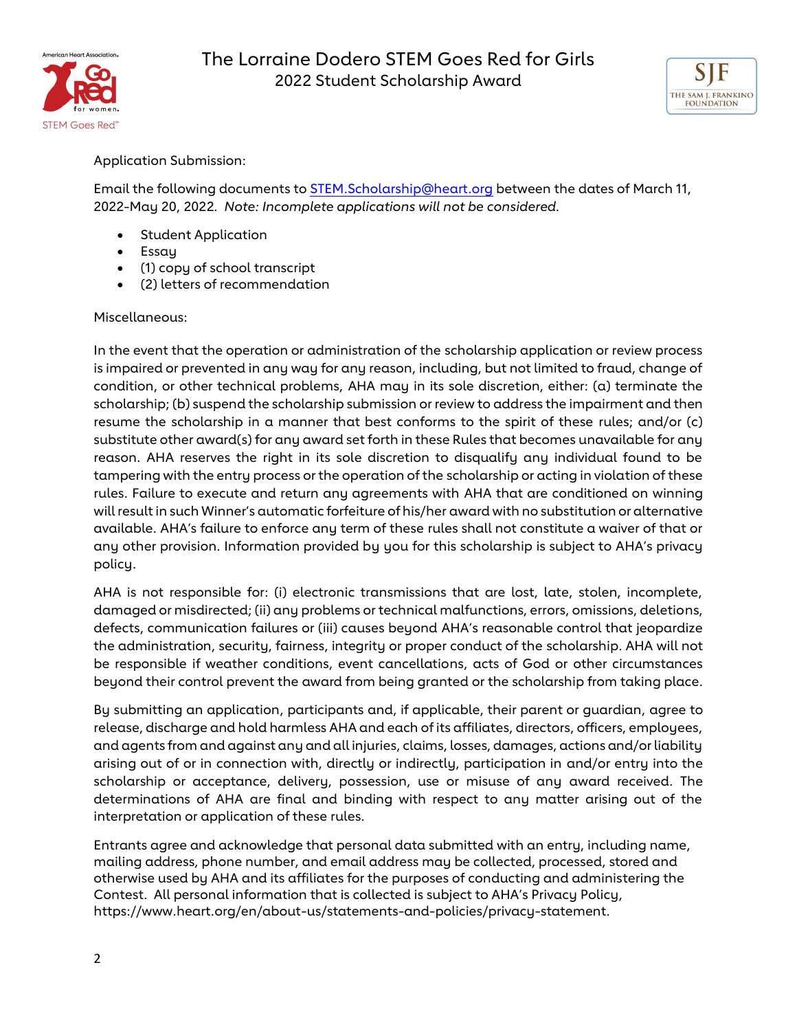Application Submission:

Email the following documents to [STEM.Scholarship@heart.org](mailto:STEM.Scholarship@heart.org) between the dates of March 11, 2022-May 20, 2022. *Note: Incomplete applications will not be considered.*

- Student Application
- Essay
- (1) copy of school transcript
- (2) letters of recommendation

Miscellaneous:

In the event that the operation or administration of the scholarship application or review process is impaired or prevented in any way for any reason, including, but not limited to fraud, change of condition, or other technical problems, AHA may in its sole discretion, either: (a) terminate the scholarship; (b) suspend the scholarship submission or review to address the impairment and then resume the scholarship in a manner that best conforms to the spirit of these rules; and/or (c) substitute other award(s) for any award set forth in these Rules that becomes unavailable for any reason. AHA reserves the right in its sole discretion to disqualify any individual found to be tampering with the entry process or the operation of the scholarship or acting in violation of these rules. Failure to execute and return any agreements with AHA that are conditioned on winning will result in such Winner's automatic forfeiture of his/her award with no substitution or alternative available. AHA's failure to enforce any term of these rules shall not constitute a waiver of that or any other provision. Information provided by you for this scholarship is subject to AHA's privacy policy.

AHA is not responsible for: (i) electronic transmissions that are lost, late, stolen, incomplete, damaged or misdirected; (ii) any problems or technical malfunctions, errors, omissions, deletions, defects, communication failures or (iii) causes beyond AHA's reasonable control that jeopardize the administration, security, fairness, integrity or proper conduct of the scholarship. AHA will not be responsible if weather conditions, event cancellations, acts of God or other circumstances beyond their control prevent the award from being granted or the scholarship from taking place.

By submitting an application, participants and, if applicable, their parent or guardian, agree to release, discharge and hold harmless AHA and each of its affiliates, directors, officers, employees, and agents from and against any and all injuries, claims, losses, damages, actions and/or liability arising out of or in connection with, directly or indirectly, participation in and/or entry into the scholarship or acceptance, delivery, possession, use or misuse of any award received. The determinations of AHA are final and binding with respect to any matter arising out of the interpretation or application of these rules.

Entrants agree and acknowledge that personal data submitted with an entry, including name, mailing address, phone number, and email address may be collected, processed, stored and otherwise used by AHA and its affiliates for the purposes of conducting and administering the Contest. All personal information that is collected is subject to AHA's Privacy Policy, https://www.heart.org/en/about-us/statements-and-policies/privacy-statement.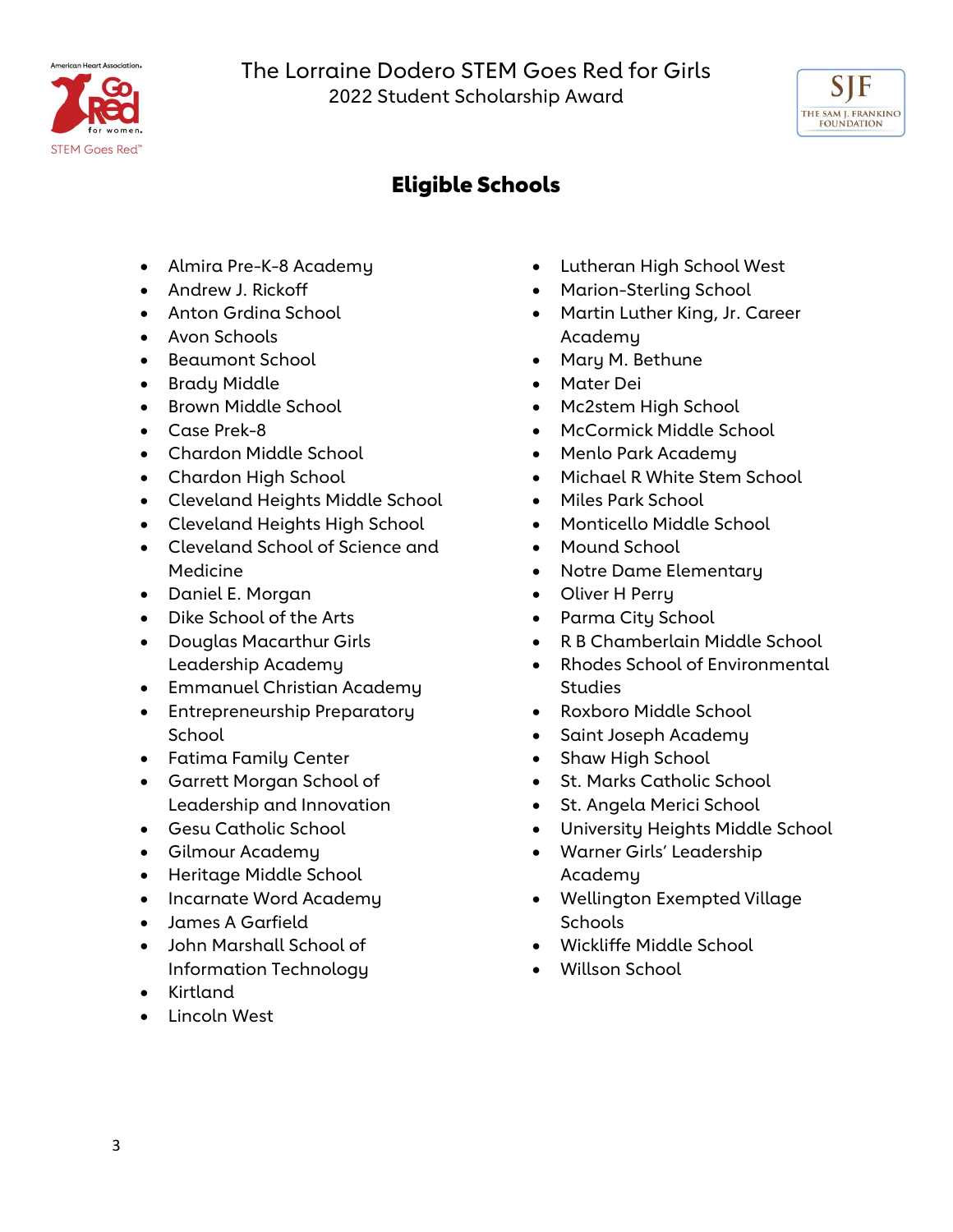The Lorraine Dodero STEM Goes Red for Girls
2022 Student Scholarship Award

## Eligible Schools

- Almira Pre-K-8 Academy
- Andrew J. Rickoff
- Anton Grdina School
- Avon Schools
- Beaumont School
- Brady Middle
- Brown Middle School
- Case Prek-8
- Chardon Middle School
- Chardon High School
- Cleveland Heights Middle School
- Cleveland Heights High School
- Cleveland School of Science and Medicine
- Daniel E. Morgan
- Dike School of the Arts
- Douglas Macarthur Girls Leadership Academy
- Emmanuel Christian Academy
- Entrepreneurship Preparatory School
- Fatima Family Center
- Garrett Morgan School of Leadership and Innovation
- Gesu Catholic School
- Gilmour Academy
- Heritage Middle School
- Incarnate Word Academy
- James A Garfield
- John Marshall School of Information Technology
- Kirtland
- Lincoln West
- Lutheran High School West
- Marion-Sterling School
- Martin Luther King, Jr. Career Academy
- Mary M. Bethune
- Mater Dei
- Mc2stem High School
- McCormick Middle School
- Menlo Park Academy
- Michael R White Stem School
- Miles Park School
- Monticello Middle School
- Mound School
- Notre Dame Elementary
- Oliver H Perry
- Parma City School
- R B Chamberlain Middle School
- Rhodes School of Environmental Studies
- Roxboro Middle School
- Saint Joseph Academy
- Shaw High School
- St. Marks Catholic School
- St. Angela Merici School
- University Heights Middle School
- Warner Girls' Leadership Academy
- Wellington Exempted Village Schools
- Wickliffe Middle School
- Willson School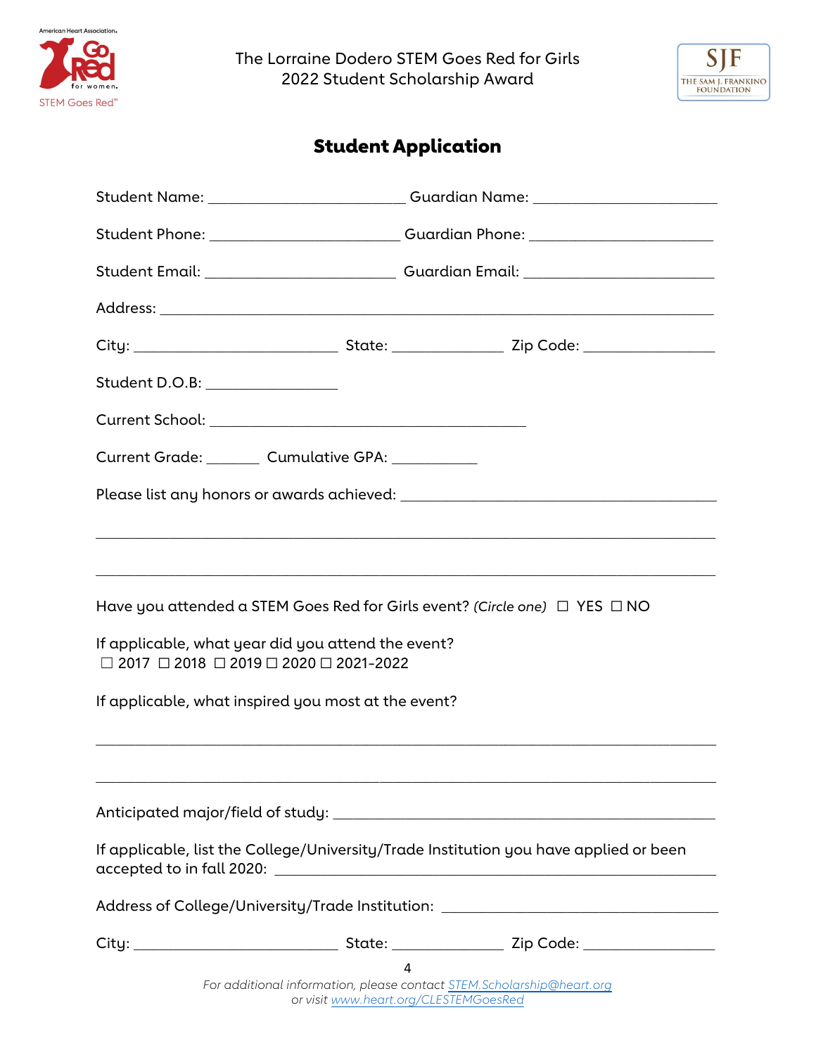The Lorraine Dodero STEM Goes Red for Girls
2022 Student Scholarship Award

## Student Application

Student Name: ________________________ Guardian Name: ________________________

Student Phone: ________________________ Guardian Phone: ________________________

Student Email: ________________________ Guardian Email: ________________________

Address: ____________________________________________________________________

City: _________________________ State: ______________ Zip Code: ________________

Student D.O.B: ________________

Current School: ________________________________________

Current Grade: _______ Cumulative GPA: ___________

Please list any honors or awards achieved: ________________________________________

_____________________________________________________________________________

_____________________________________________________________________________

Have you attended a STEM Goes Red for Girls event? *(Circle one)* ☐ YES ☐ NO

If applicable, what year did you attend the event?
☐ 2017 ☐ 2018 ☐ 2019 ☐ 2020 ☐ 2021-2022

If applicable, what inspired you most at the event?

_____________________________________________________________________________

_____________________________________________________________________________

Anticipated major/field of study: ______________________________________________

If applicable, list the College/University/Trade Institution you have applied or been accepted to in fall 2020: ______________________________________________

Address of College/University/Trade Institution: ___________________________________

City: _________________________ State: ______________ Zip Code: ________________

*For additional information, please contact STEM.Scholarship@heart.org or visit www.heart.org/CLESTEMGoesRed*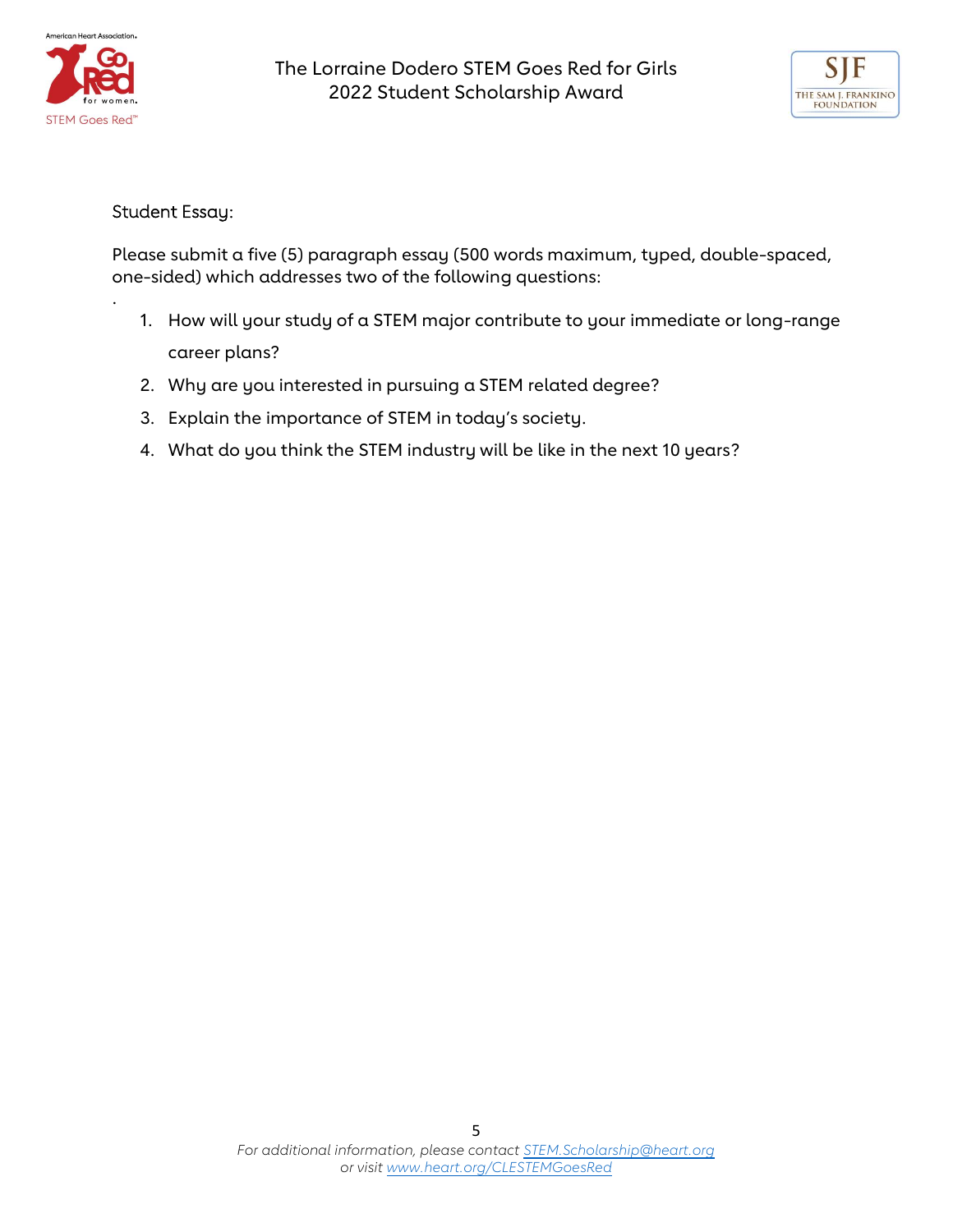# The Lorraine Dodero STEM Goes Red for Girls 2022 Student Scholarship Award

Student Essay:

Please submit a five (5) paragraph essay (500 words maximum, typed, double-spaced, one-sided) which addresses two of the following questions:

.

1. How will your study of a STEM major contribute to your immediate or long-range career plans?
2. Why are you interested in pursuing a STEM related degree?
3. Explain the importance of STEM in today's society.
4. What do you think the STEM industry will be like in the next 10 years?

*For additional information, please contact [STEM.Scholarship@heart.org](mailto:STEM.Scholarship@heart.org) or visit [www.heart.org/CLESTEMGoesRed](http://www.heart.org/CLESTEMGoesRed)*